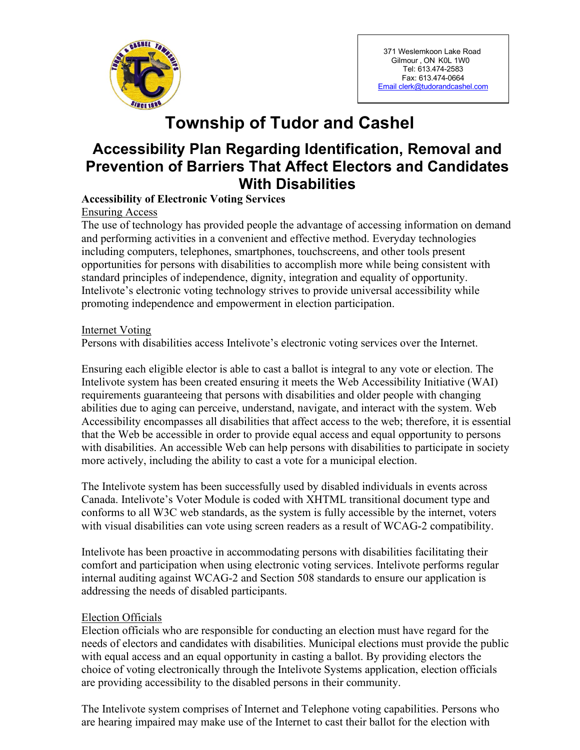371 Weslemkoon Lake Road
Gilmour , ON K0L 1W0
Tel: 613.474-2583
Fax: 613.474-0664
Email clerk@tudorandcashel.com

# Township of Tudor and Cashel

## Accessibility Plan Regarding Identification, Removal and Prevention of Barriers That Affect Electors and Candidates With Disabilities

**Accessibility of Electronic Voting Services**

Ensuring Access

The use of technology has provided people the advantage of accessing information on demand and performing activities in a convenient and effective method. Everyday technologies including computers, telephones, smartphones, touchscreens, and other tools present opportunities for persons with disabilities to accomplish more while being consistent with standard principles of independence, dignity, integration and equality of opportunity. Intelivote's electronic voting technology strives to provide universal accessibility while promoting independence and empowerment in election participation.

Internet Voting

Persons with disabilities access Intelivote's electronic voting services over the Internet.

Ensuring each eligible elector is able to cast a ballot is integral to any vote or election. The Intelivote system has been created ensuring it meets the Web Accessibility Initiative (WAI) requirements guaranteeing that persons with disabilities and older people with changing abilities due to aging can perceive, understand, navigate, and interact with the system. Web Accessibility encompasses all disabilities that affect access to the web; therefore, it is essential that the Web be accessible in order to provide equal access and equal opportunity to persons with disabilities. An accessible Web can help persons with disabilities to participate in society more actively, including the ability to cast a vote for a municipal election.

The Intelivote system has been successfully used by disabled individuals in events across Canada. Intelivote's Voter Module is coded with XHTML transitional document type and conforms to all W3C web standards, as the system is fully accessible by the internet, voters with visual disabilities can vote using screen readers as a result of WCAG-2 compatibility.

Intelivote has been proactive in accommodating persons with disabilities facilitating their comfort and participation when using electronic voting services. Intelivote performs regular internal auditing against WCAG-2 and Section 508 standards to ensure our application is addressing the needs of disabled participants.

Election Officials

Election officials who are responsible for conducting an election must have regard for the needs of electors and candidates with disabilities. Municipal elections must provide the public with equal access and an equal opportunity in casting a ballot. By providing electors the choice of voting electronically through the Intelivote Systems application, election officials are providing accessibility to the disabled persons in their community.

The Intelivote system comprises of Internet and Telephone voting capabilities. Persons who are hearing impaired may make use of the Internet to cast their ballot for the election with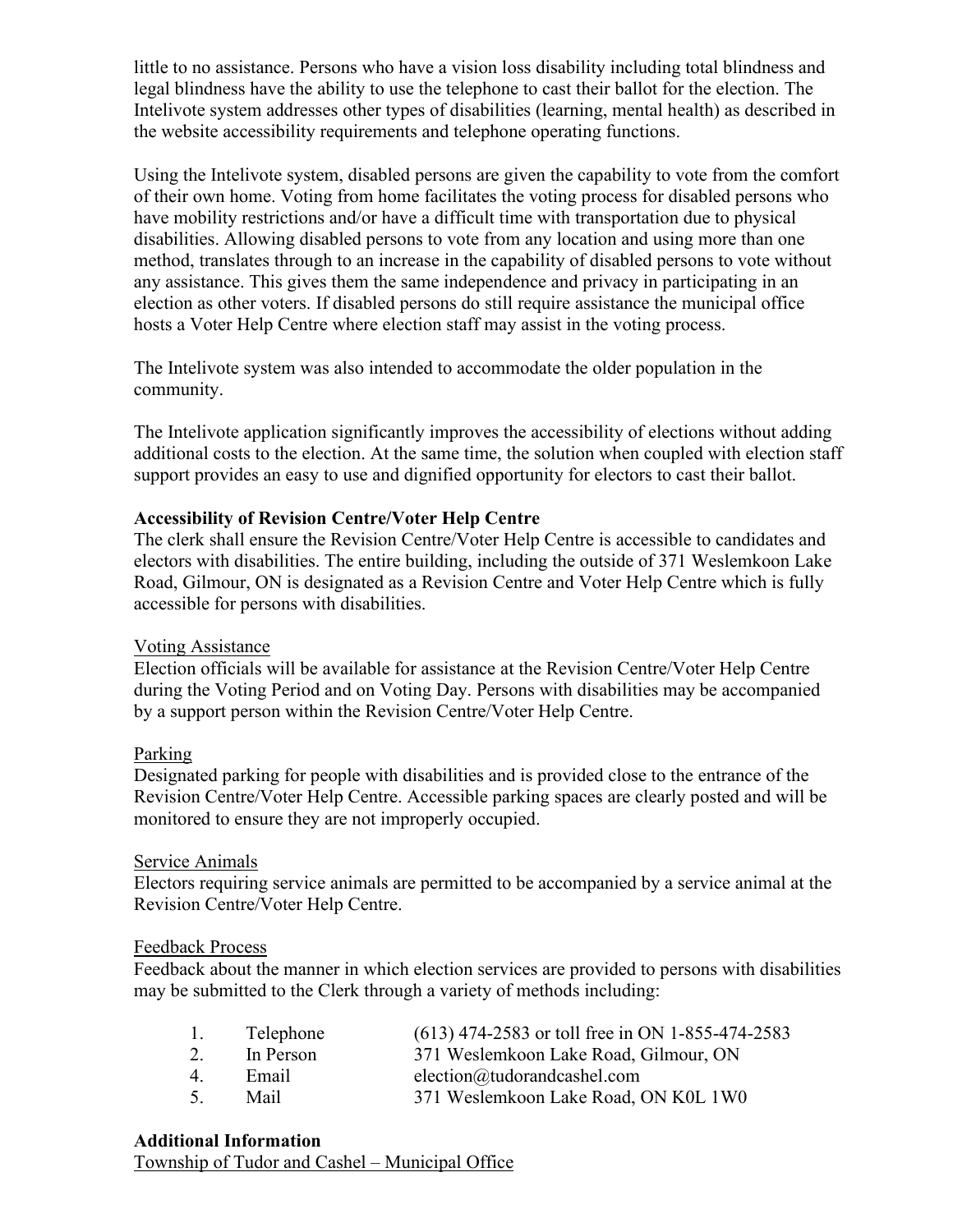little to no assistance. Persons who have a vision loss disability including total blindness and legal blindness have the ability to use the telephone to cast their ballot for the election. The Intelivote system addresses other types of disabilities (learning, mental health) as described in the website accessibility requirements and telephone operating functions.

Using the Intelivote system, disabled persons are given the capability to vote from the comfort of their own home. Voting from home facilitates the voting process for disabled persons who have mobility restrictions and/or have a difficult time with transportation due to physical disabilities. Allowing disabled persons to vote from any location and using more than one method, translates through to an increase in the capability of disabled persons to vote without any assistance. This gives them the same independence and privacy in participating in an election as other voters. If disabled persons do still require assistance the municipal office hosts a Voter Help Centre where election staff may assist in the voting process.

The Intelivote system was also intended to accommodate the older population in the community.

The Intelivote application significantly improves the accessibility of elections without adding additional costs to the election. At the same time, the solution when coupled with election staff support provides an easy to use and dignified opportunity for electors to cast their ballot.

**Accessibility of Revision Centre/Voter Help Centre**

The clerk shall ensure the Revision Centre/Voter Help Centre is accessible to candidates and electors with disabilities. The entire building, including the outside of 371 Weslemkoon Lake Road, Gilmour, ON is designated as a Revision Centre and Voter Help Centre which is fully accessible for persons with disabilities.

<u>Voting Assistance</u>

Election officials will be available for assistance at the Revision Centre/Voter Help Centre during the Voting Period and on Voting Day. Persons with disabilities may be accompanied by a support person within the Revision Centre/Voter Help Centre.

<u>Parking</u>

Designated parking for people with disabilities and is provided close to the entrance of the Revision Centre/Voter Help Centre. Accessible parking spaces are clearly posted and will be monitored to ensure they are not improperly occupied.

<u>Service Animals</u>

Electors requiring service animals are permitted to be accompanied by a service animal at the Revision Centre/Voter Help Centre.

<u>Feedback Process</u>

Feedback about the manner in which election services are provided to persons with disabilities may be submitted to the Clerk through a variety of methods including:

1. Telephone (613) 474-2583 or toll free in ON 1-855-474-2583
2. In Person 371 Weslemkoon Lake Road, Gilmour, ON
4. Email election@tudorandcashel.com
5. Mail 371 Weslemkoon Lake Road, ON K0L 1W0

**Additional Information**

<u>Township of Tudor and Cashel – Municipal Office</u>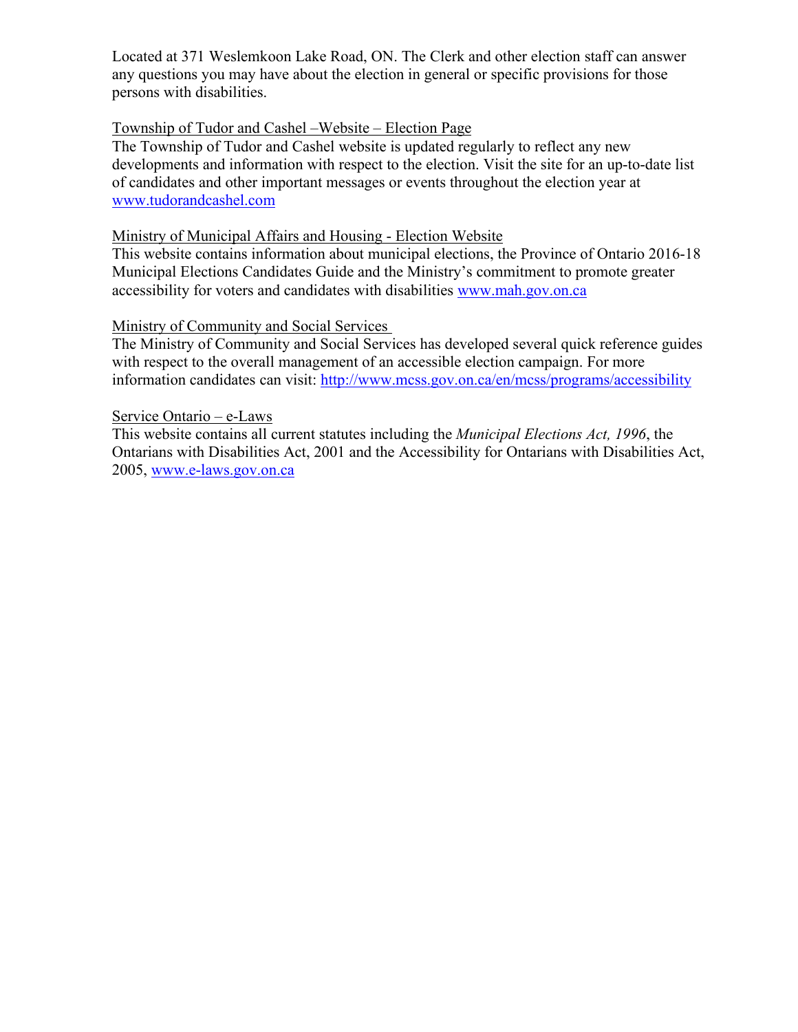Located at 371 Weslemkoon Lake Road, ON. The Clerk and other election staff can answer any questions you may have about the election in general or specific provisions for those persons with disabilities.

Township of Tudor and Cashel –Website – Election Page

The Township of Tudor and Cashel website is updated regularly to reflect any new developments and information with respect to the election. Visit the site for an up-to-date list of candidates and other important messages or events throughout the election year at www.tudorandcashel.com

Ministry of Municipal Affairs and Housing - Election Website

This website contains information about municipal elections, the Province of Ontario 2016-18 Municipal Elections Candidates Guide and the Ministry's commitment to promote greater accessibility for voters and candidates with disabilities www.mah.gov.on.ca

Ministry of Community and Social Services

The Ministry of Community and Social Services has developed several quick reference guides with respect to the overall management of an accessible election campaign. For more information candidates can visit: http://www.mcss.gov.on.ca/en/mcss/programs/accessibility

Service Ontario – e-Laws

This website contains all current statutes including the *Municipal Elections Act, 1996*, the Ontarians with Disabilities Act, 2001 and the Accessibility for Ontarians with Disabilities Act, 2005, www.e-laws.gov.on.ca